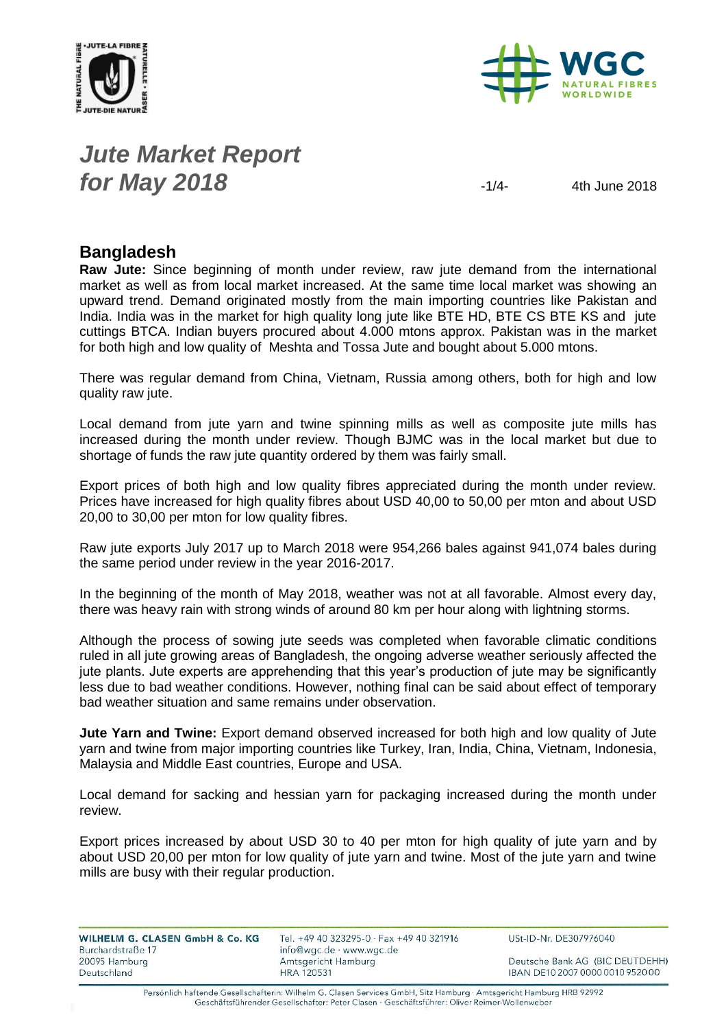# *Jute Market Report for May 2018*

4th June 2018

## Bangladesh

**Raw Jute:** Since beginning of month under review, raw jute demand from the international market as well as from local market increased. At the same time local market was showing an upward trend. Demand originated mostly from the main importing countries like Pakistan and India. India was in the market for high quality long jute like BTE HD, BTE CS BTE KS and jute cuttings BTCA. Indian buyers procured about 4.000 mtons approx. Pakistan was in the market for both high and low quality of Meshta and Tossa Jute and bought about 5.000 mtons.

There was regular demand from China, Vietnam, Russia among others, both for high and low quality raw jute.

Local demand from jute yarn and twine spinning mills as well as composite jute mills has increased during the month under review. Though BJMC was in the local market but due to shortage of funds the raw jute quantity ordered by them was fairly small.

Export prices of both high and low quality fibres appreciated during the month under review. Prices have increased for high quality fibres about USD 40,00 to 50,00 per mton and about USD 20,00 to 30,00 per mton for low quality fibres.

Raw jute exports July 2017 up to March 2018 were 954,266 bales against 941,074 bales during the same period under review in the year 2016-2017.

In the beginning of the month of May 2018, weather was not at all favorable. Almost every day, there was heavy rain with strong winds of around 80 km per hour along with lightning storms.

Although the process of sowing jute seeds was completed when favorable climatic conditions ruled in all jute growing areas of Bangladesh, the ongoing adverse weather seriously affected the jute plants. Jute experts are apprehending that this year's production of jute may be significantly less due to bad weather conditions. However, nothing final can be said about effect of temporary bad weather situation and same remains under observation.

**Jute Yarn and Twine:** Export demand observed increased for both high and low quality of Jute yarn and twine from major importing countries like Turkey, Iran, India, China, Vietnam, Indonesia, Malaysia and Middle East countries, Europe and USA.

Local demand for sacking and hessian yarn for packaging increased during the month under review.

Export prices increased by about USD 30 to 40 per mton for high quality of jute yarn and by about USD 20,00 per mton for low quality of jute yarn and twine. Most of the jute yarn and twine mills are busy with their regular production.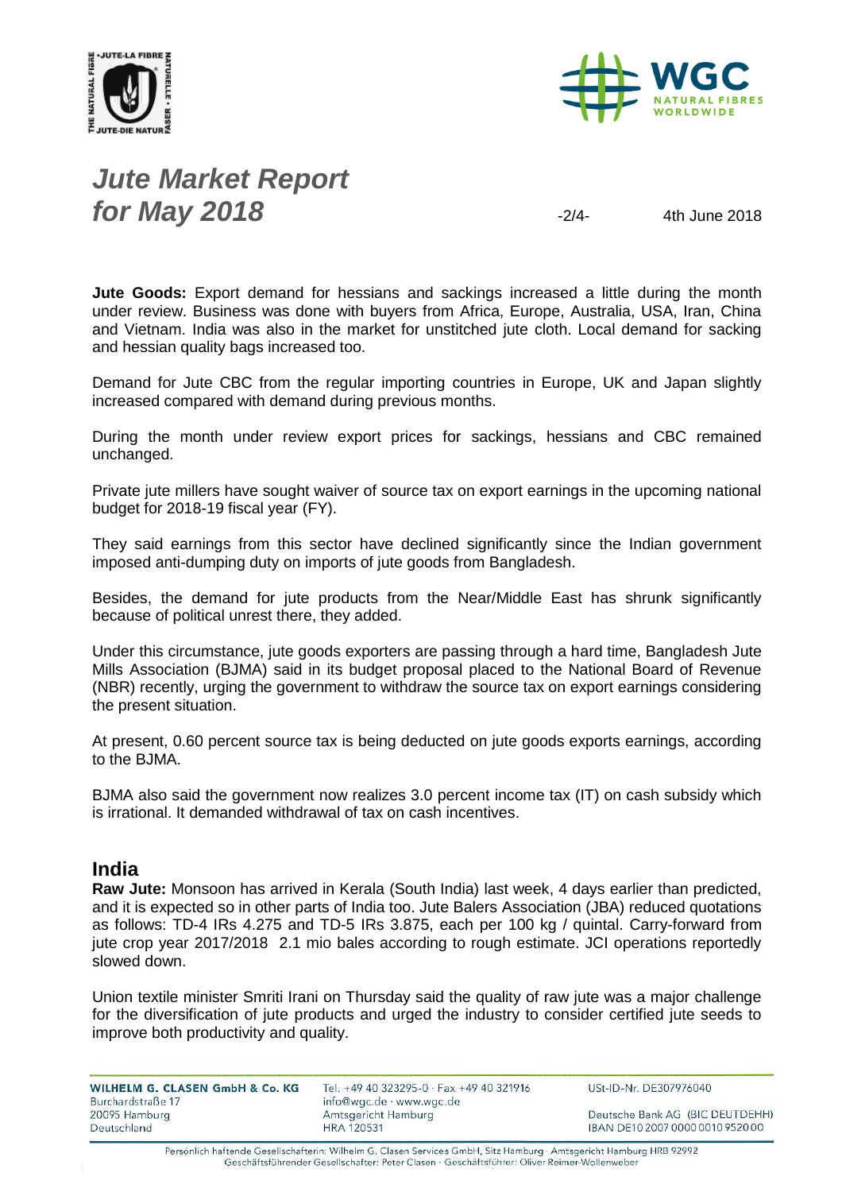**Jute Goods:** Export demand for hessians and sackings increased a little during the month under review. Business was done with buyers from Africa, Europe, Australia, USA, Iran, China and Vietnam. India was also in the market for unstitched jute cloth. Local demand for sacking and hessian quality bags increased too.

Demand for Jute CBC from the regular importing countries in Europe, UK and Japan slightly increased compared with demand during previous months.

During the month under review export prices for sackings, hessians and CBC remained unchanged.

Private jute millers have sought waiver of source tax on export earnings in the upcoming national budget for 2018-19 fiscal year (FY).

They said earnings from this sector have declined significantly since the Indian government imposed anti-dumping duty on imports of jute goods from Bangladesh.

Besides, the demand for jute products from the Near/Middle East has shrunk significantly because of political unrest there, they added.

Under this circumstance, jute goods exporters are passing through a hard time, Bangladesh Jute Mills Association (BJMA) said in its budget proposal placed to the National Board of Revenue (NBR) recently, urging the government to withdraw the source tax on export earnings considering the present situation.

At present, 0.60 percent source tax is being deducted on jute goods exports earnings, according to the BJMA.

BJMA also said the government now realizes 3.0 percent income tax (IT) on cash subsidy which is irrational. It demanded withdrawal of tax on cash incentives.

## India

**Raw Jute:** Monsoon has arrived in Kerala (South India) last week, 4 days earlier than predicted, and it is expected so in other parts of India too. Jute Balers Association (JBA) reduced quotations as follows: TD-4 IRs 4.275 and TD-5 IRs 3.875, each per 100 kg / quintal. Carry-forward from jute crop year 2017/2018 2.1 mio bales according to rough estimate. JCI operations reportedly slowed down.

Union textile minister Smriti Irani on Thursday said the quality of raw jute was a major challenge for the diversification of jute products and urged the industry to consider certified jute seeds to improve both productivity and quality.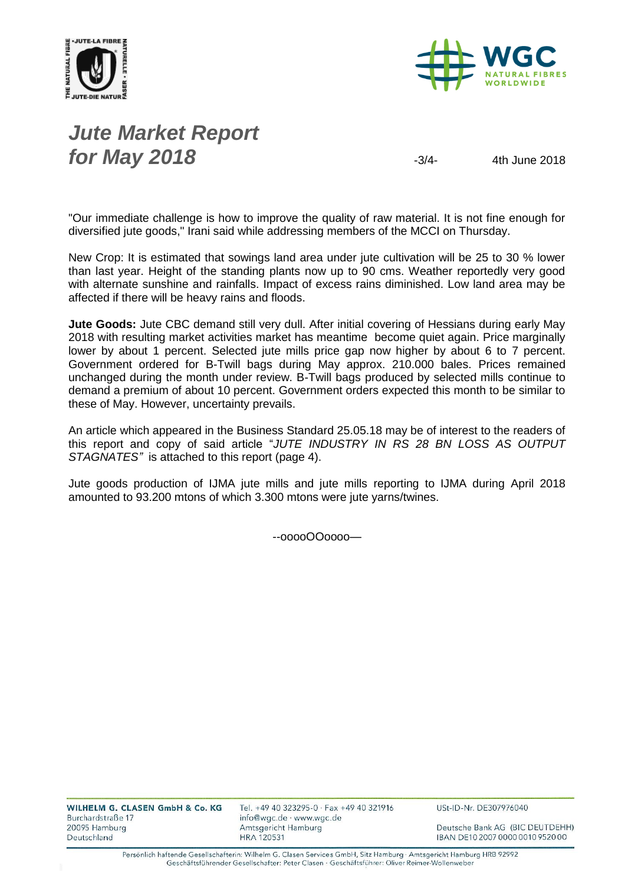# *Jute Market Report for May 2018*

4th June 2018

"Our immediate challenge is how to improve the quality of raw material. It is not fine enough for diversified jute goods," Irani said while addressing members of the MCCI on Thursday.

New Crop: It is estimated that sowings land area under jute cultivation will be 25 to 30 % lower than last year. Height of the standing plants now up to 90 cms. Weather reportedly very good with alternate sunshine and rainfalls. Impact of excess rains diminished. Low land area may be affected if there will be heavy rains and floods.

**Jute Goods:** Jute CBC demand still very dull. After initial covering of Hessians during early May 2018 with resulting market activities market has meantime become quiet again. Price marginally lower by about 1 percent. Selected jute mills price gap now higher by about 6 to 7 percent. Government ordered for B-Twill bags during May approx. 210.000 bales. Prices remained unchanged during the month under review. B-Twill bags produced by selected mills continue to demand a premium of about 10 percent. Government orders expected this month to be similar to these of May. However, uncertainty prevails.

An article which appeared in the Business Standard 25.05.18 may be of interest to the readers of this report and copy of said article "*JUTE INDUSTRY IN RS 28 BN LOSS AS OUTPUT STAGNATES"* is attached to this report (page 4).

Jute goods production of IJMA jute mills and jute mills reporting to IJMA during April 2018 amounted to 93.200 mtons of which 3.300 mtons were jute yarns/twines.

--ooooOOoooo—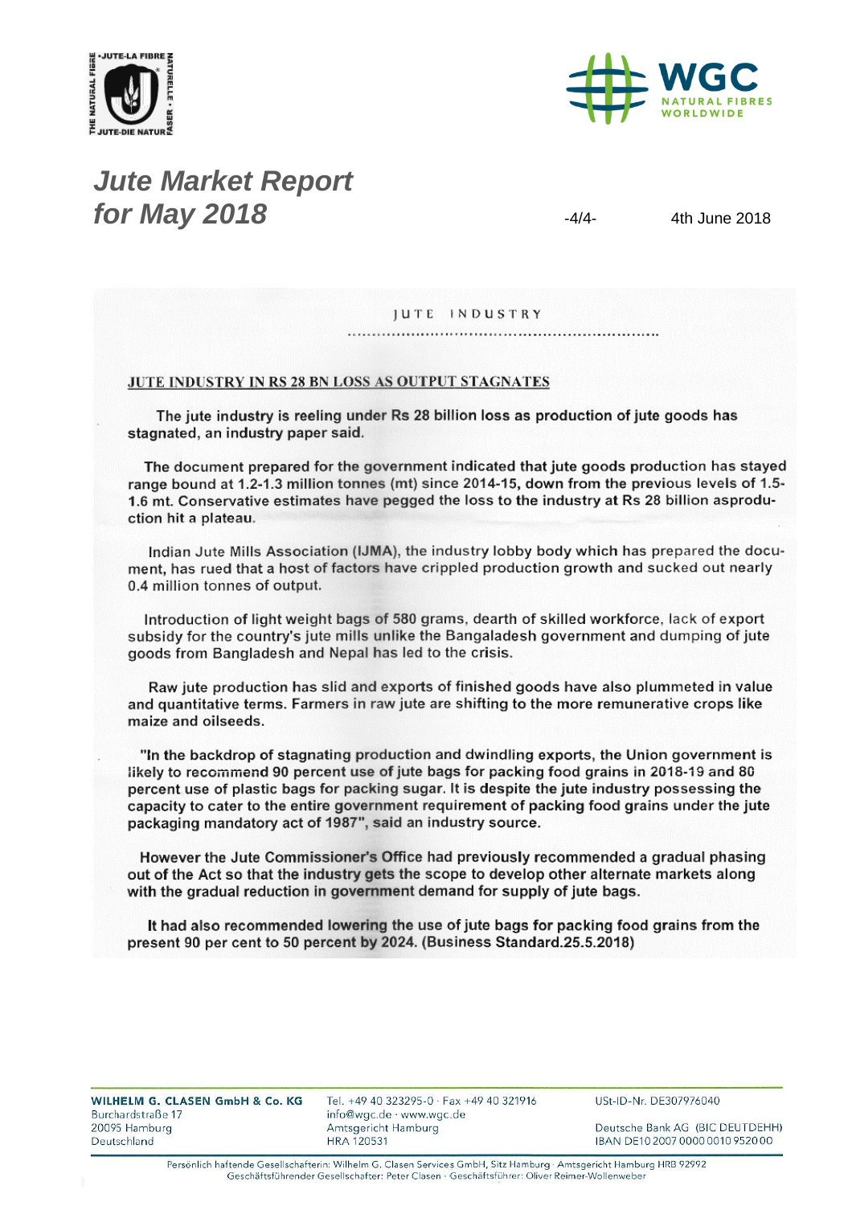# Jute Market Report for May 2018

4th June 2018

JUTE INDUSTRY

## JUTE INDUSTRY IN RS 28 BN LOSS AS OUTPUT STAGNATES

The jute industry is reeling under Rs 28 billion loss as production of jute goods has stagnated, an industry paper said.

The document prepared for the government indicated that jute goods production has stayed range bound at 1.2-1.3 million tonnes (mt) since 2014-15, down from the previous levels of 1.5-1.6 mt. Conservative estimates have pegged the loss to the industry at Rs 28 billion asproduction hit a plateau.

Indian Jute Mills Association (IJMA), the industry lobby body which has prepared the document, has rued that a host of factors have crippled production growth and sucked out nearly 0.4 million tonnes of output.

Introduction of light weight bags of 580 grams, dearth of skilled workforce, lack of export subsidy for the country's jute mills unlike the Bangaladesh government and dumping of jute goods from Bangladesh and Nepal has led to the crisis.

Raw jute production has slid and exports of finished goods have also plummeted in value and quantitative terms. Farmers in raw jute are shifting to the more remunerative crops like maize and oilseeds.

"In the backdrop of stagnating production and dwindling exports, the Union government is likely to recommend 90 percent use of jute bags for packing food grains in 2018-19 and 80 percent use of plastic bags for packing sugar. It is despite the jute industry possessing the capacity to cater to the entire government requirement of packing food grains under the jute packaging mandatory act of 1987", said an industry source.

However the Jute Commissioner's Office had previously recommended a gradual phasing out of the Act so that the industry gets the scope to develop other alternate markets along with the gradual reduction in government demand for supply of jute bags.

It had also recommended lowering the use of jute bags for packing food grains from the present 90 per cent to 50 percent by 2024. (Business Standard.25.5.2018)